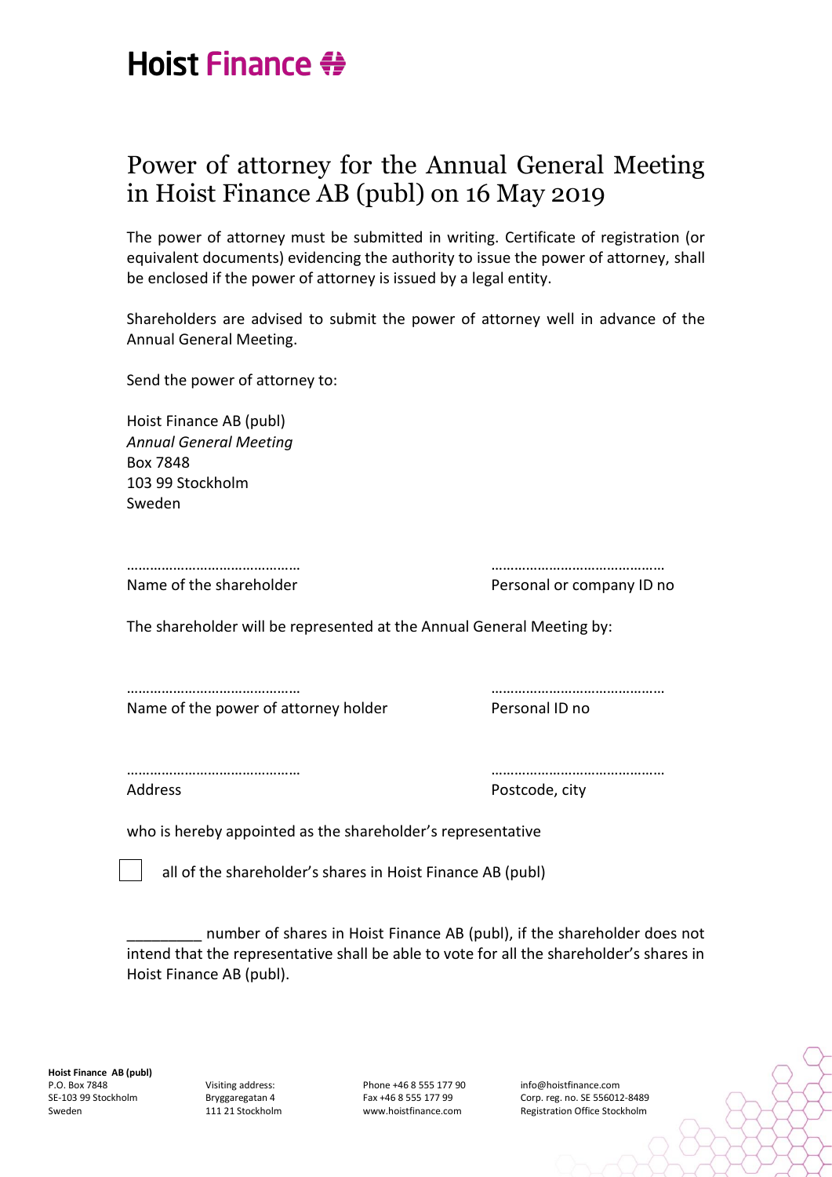Hoist Finance

# Power of attorney for the Annual General Meeting in Hoist Finance AB (publ) on 16 May 2019

The power of attorney must be submitted in writing. Certificate of registration (or equivalent documents) evidencing the authority to issue the power of attorney, shall be enclosed if the power of attorney is issued by a legal entity.

Shareholders are advised to submit the power of attorney well in advance of the Annual General Meeting.

Send the power of attorney to:

Hoist Finance AB (publ)
*Annual General Meeting*
Box 7848
103 99 Stockholm
Sweden

……………………………………… ………………………………………
Name of the shareholder Personal or company ID no

The shareholder will be represented at the Annual General Meeting by:

……………………………………… ………………………………………
Name of the power of attorney holder Personal ID no

……………………………………… ………………………………………
Address Postcode, city

who is hereby appointed as the shareholder's representative

☐ all of the shareholder's shares in Hoist Finance AB (publ)

_________ number of shares in Hoist Finance AB (publ), if the shareholder does not intend that the representative shall be able to vote for all the shareholder's shares in Hoist Finance AB (publ).

**Hoist Finance AB (publ)**
P.O. Box 7848
SE-103 99 Stockholm
Sweden

Visiting address:
Bryggaregatan 4
111 21 Stockholm

Phone +46 8 555 177 90
Fax +46 8 555 177 99
www.hoistfinance.com

info@hoistfinance.com
Corp. reg. no. SE 556012-8489
Registration Office Stockholm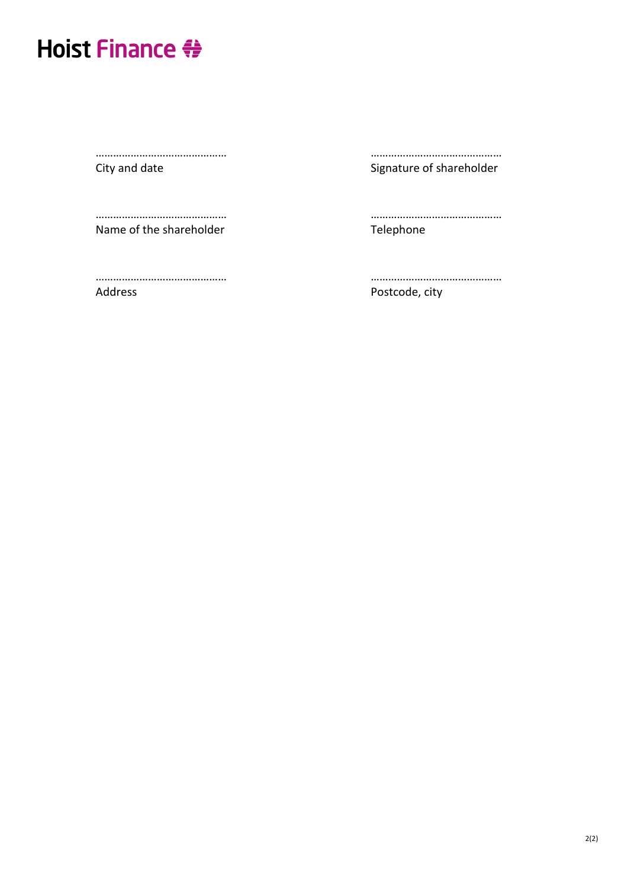Hoist Finance

| | |
|---|---|
| ……………………………………… | ……………………………………… |
| City and date | Signature of shareholder |
| ……………………………………… | ……………………………………… |
| Name of the shareholder | Telephone |
| ……………………………………… | ……………………………………… |
| Address | Postcode, city |